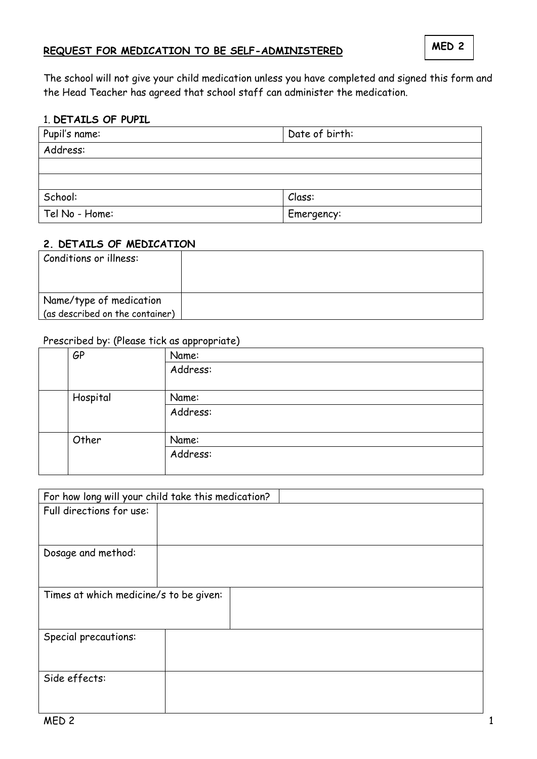## REQUEST FOR MEDICATION TO BE SELF-ADMINISTERED

**MED 2**

The school will not give your child medication unless you have completed and signed this form and the Head Teacher has agreed that school staff can administer the medication.

### 1. DETAILS OF PUPIL

| Pupil's name: | Date of birth: |
|---|---|
| Address: | |
| | |
| | |
| School: | Class: |
| Tel No - Home: | Emergency: |

### 2. DETAILS OF MEDICATION

| Conditions or illness: | |
|---|---|
| Name/type of medication (as described on the container) | |

Prescribed by: (Please tick as appropriate)

| | | |
|---|---|---|
| | GP | Name: |
| | | Address: |
| | Hospital | Name: |
| | | Address: |
| | Other | Name: |
| | | Address: |

| For how long will your child take this medication? | |
|---|---|
| Full directions for use: | |
| Dosage and method: | |
| Times at which medicine/s to be given: | |
| Special precautions: | |
| Side effects: | |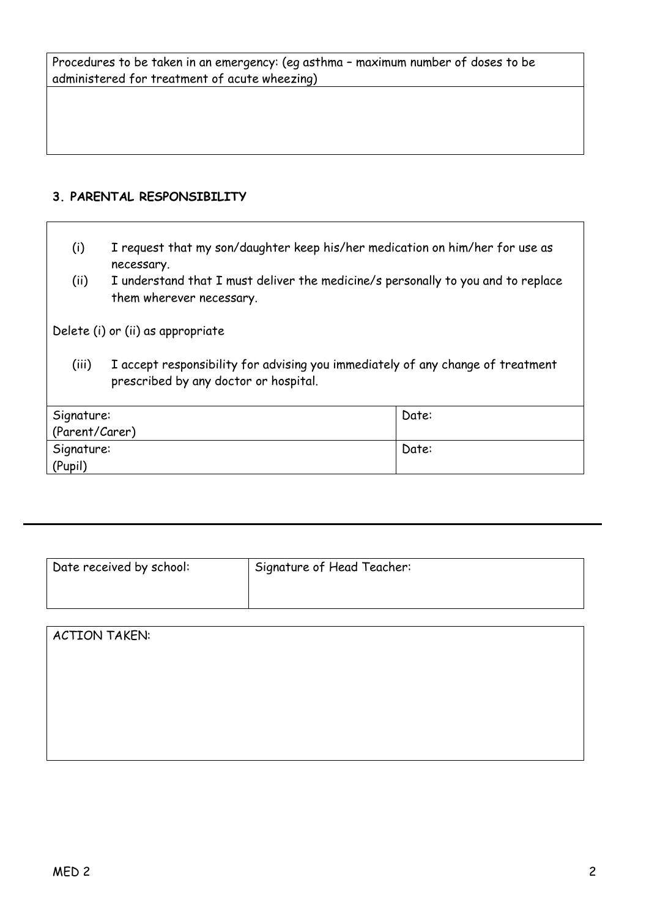| Procedures to be taken in an emergency: (eg asthma – maximum number of doses to be administered for treatment of acute wheezing) |
| --- |
| |

### 3. PARENTAL RESPONSIBILITY

(i) I request that my son/daughter keep his/her medication on him/her for use as necessary.

(ii) I understand that I must deliver the medicine/s personally to you and to replace them wherever necessary.

Delete (i) or (ii) as appropriate

(iii) I accept responsibility for advising you immediately of any change of treatment prescribed by any doctor or hospital.

| | |
| --- | --- |
| Signature: (Parent/Carer) | Date: |
| Signature: (Pupil) | Date: |

---

| | |
| --- | --- |
| Date received by school: | Signature of Head Teacher: |

| ACTION TAKEN: |
| --- |
| |

MED 2